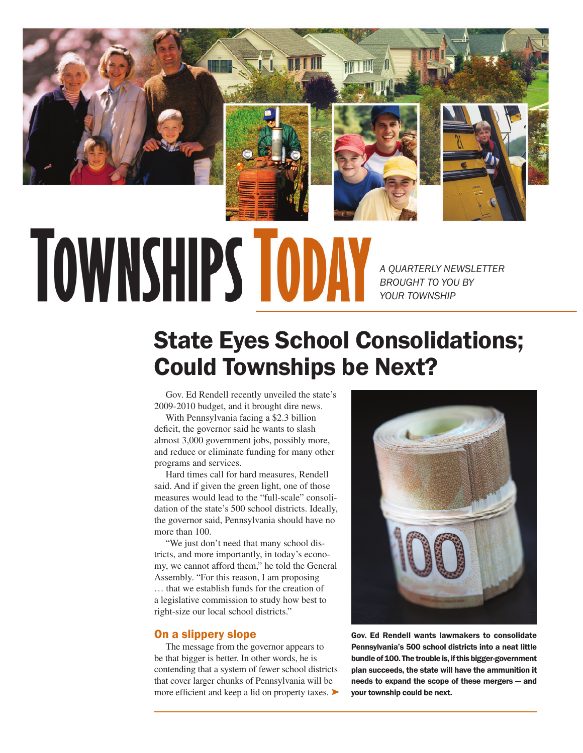# Townships Today

*A QUARTERLY NEWSLETTER BROUGHT TO YOU BY YOUR TOWNSHIP*

## State Eyes School Consolidations; Could Townships be Next?

Gov. Ed Rendell recently unveiled the state's 2009-2010 budget, and it brought dire news.

With Pennsylvania facing a $2.3 billion deficit, the governor said he wants to slash almost 3,000 government jobs, possibly more, and reduce or eliminate funding for many other programs and services.

Hard times call for hard measures, Rendell said. And if given the green light, one of those measures would lead to the "full-scale" consolidation of the state's 500 school districts. Ideally, the governor said, Pennsylvania should have no more than 100.

"We just don't need that many school districts, and more importantly, in today's economy, we cannot afford them," he told the General Assembly. "For this reason, I am proposing … that we establish funds for the creation of a legislative commission to study how best to right-size our local school districts."

### On a slippery slope

The message from the governor appears to be that bigger is better. In other words, he is contending that a system of fewer school districts that cover larger chunks of Pennsylvania will be more efficient and keep a lid on property taxes. ➤

**Gov. Ed Rendell wants lawmakers to consolidate Pennsylvania's 500 school districts into a neat little bundle of 100. The trouble is, if this bigger-government plan succeeds, the state will have the ammunition it needs to expand the scope of these mergers — and your township could be next.**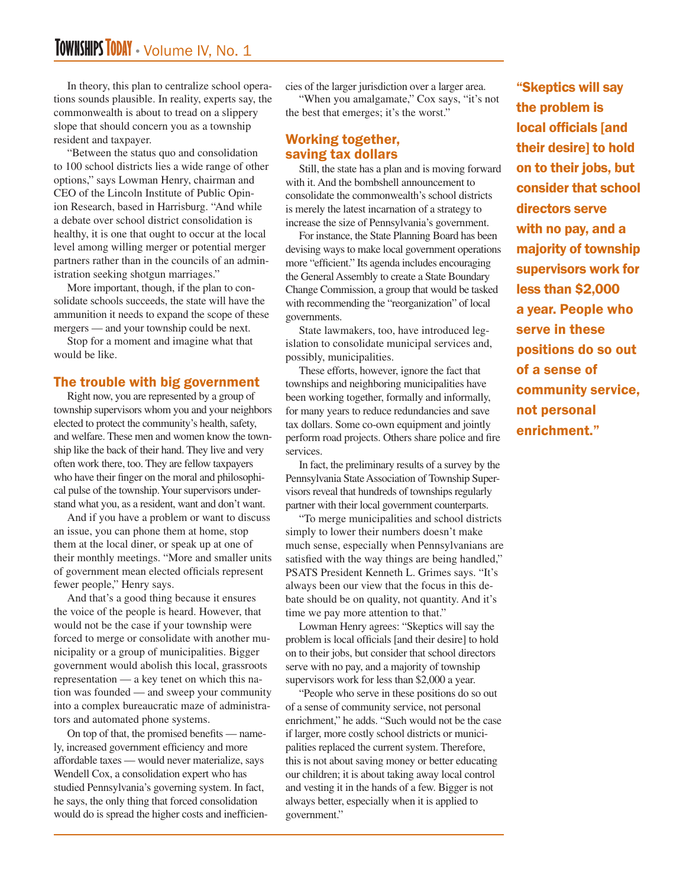In theory, this plan to centralize school operations sounds plausible. In reality, experts say, the commonwealth is about to tread on a slippery slope that should concern you as a township resident and taxpayer.

"Between the status quo and consolidation to 100 school districts lies a wide range of other options," says Lowman Henry, chairman and CEO of the Lincoln Institute of Public Opinion Research, based in Harrisburg. "And while a debate over school district consolidation is healthy, it is one that ought to occur at the local level among willing merger or potential merger partners rather than in the councils of an administration seeking shotgun marriages."

More important, though, if the plan to consolidate schools succeeds, the state will have the ammunition it needs to expand the scope of these mergers — and your township could be next.

Stop for a moment and imagine what that would be like.

## The trouble with big government

Right now, you are represented by a group of township supervisors whom you and your neighbors elected to protect the community's health, safety, and welfare. These men and women know the township like the back of their hand. They live and very often work there, too. They are fellow taxpayers who have their finger on the moral and philosophical pulse of the township. Your supervisors understand what you, as a resident, want and don't want.

And if you have a problem or want to discuss an issue, you can phone them at home, stop them at the local diner, or speak up at one of their monthly meetings. "More and smaller units of government mean elected officials represent fewer people," Henry says.

And that's a good thing because it ensures the voice of the people is heard. However, that would not be the case if your township were forced to merge or consolidate with another municipality or a group of municipalities. Bigger government would abolish this local, grassroots representation — a key tenet on which this nation was founded — and sweep your community into a complex bureaucratic maze of administrators and automated phone systems.

On top of that, the promised benefits — namely, increased government efficiency and more affordable taxes — would never materialize, says Wendell Cox, a consolidation expert who has studied Pennsylvania's governing system. In fact, he says, the only thing that forced consolidation would do is spread the higher costs and inefficiencies of the larger jurisdiction over a larger area.

"When you amalgamate," Cox says, "it's not the best that emerges; it's the worst."

## Working together, saving tax dollars

Still, the state has a plan and is moving forward with it. And the bombshell announcement to consolidate the commonwealth's school districts is merely the latest incarnation of a strategy to increase the size of Pennsylvania's government.

For instance, the State Planning Board has been devising ways to make local government operations more "efficient." Its agenda includes encouraging the General Assembly to create a State Boundary Change Commission, a group that would be tasked with recommending the "reorganization" of local governments.

State lawmakers, too, have introduced legislation to consolidate municipal services and, possibly, municipalities.

These efforts, however, ignore the fact that townships and neighboring municipalities have been working together, formally and informally, for many years to reduce redundancies and save tax dollars. Some co-own equipment and jointly perform road projects. Others share police and fire services.

In fact, the preliminary results of a survey by the Pennsylvania State Association of Township Supervisors reveal that hundreds of townships regularly partner with their local government counterparts.

"To merge municipalities and school districts simply to lower their numbers doesn't make much sense, especially when Pennsylvanians are satisfied with the way things are being handled," PSATS President Kenneth L. Grimes says. "It's always been our view that the focus in this debate should be on quality, not quantity. And it's time we pay more attention to that."

Lowman Henry agrees: "Skeptics will say the problem is local officials [and their desire] to hold on to their jobs, but consider that school directors serve with no pay, and a majority of township supervisors work for less than $2,000 a year.

"People who serve in these positions do so out of a sense of community service, not personal enrichment," he adds. "Such would not be the case if larger, more costly school districts or municipalities replaced the current system. Therefore, this is not about saving money or better educating our children; it is about taking away local control and vesting it in the hands of a few. Bigger is not always better, especially when it is applied to government."

**"Skeptics will say the problem is local officials [and their desire] to hold on to their jobs, but consider that school directors serve with no pay, and a majority of township supervisors work for less than $2,000 a year. People who serve in these positions do so out of a sense of community service, not personal enrichment."**